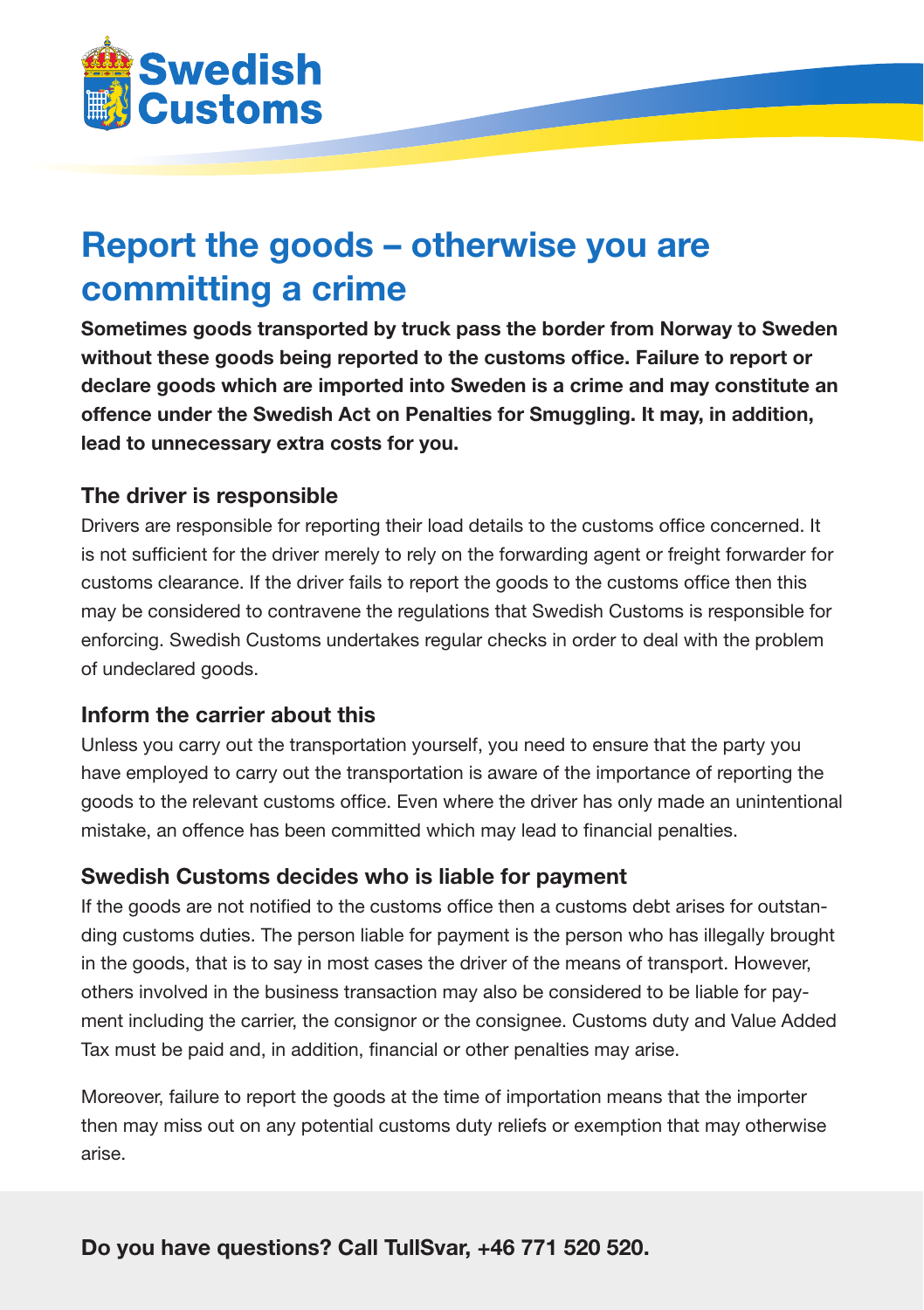Swedish Customs

# Report the goods – otherwise you are committing a crime

**Sometimes goods transported by truck pass the border from Norway to Sweden without these goods being reported to the customs office. Failure to report or declare goods which are imported into Sweden is a crime and may constitute an offence under the Swedish Act on Penalties for Smuggling. It may, in addition, lead to unnecessary extra costs for you.**

## The driver is responsible

Drivers are responsible for reporting their load details to the customs office concerned. It is not sufficient for the driver merely to rely on the forwarding agent or freight forwarder for customs clearance. If the driver fails to report the goods to the customs office then this may be considered to contravene the regulations that Swedish Customs is responsible for enforcing. Swedish Customs undertakes regular checks in order to deal with the problem of undeclared goods.

## Inform the carrier about this

Unless you carry out the transportation yourself, you need to ensure that the party you have employed to carry out the transportation is aware of the importance of reporting the goods to the relevant customs office. Even where the driver has only made an unintentional mistake, an offence has been committed which may lead to financial penalties.

## Swedish Customs decides who is liable for payment

If the goods are not notified to the customs office then a customs debt arises for outstanding customs duties. The person liable for payment is the person who has illegally brought in the goods, that is to say in most cases the driver of the means of transport. However, others involved in the business transaction may also be considered to be liable for payment including the carrier, the consignor or the consignee. Customs duty and Value Added Tax must be paid and, in addition, financial or other penalties may arise.

Moreover, failure to report the goods at the time of importation means that the importer then may miss out on any potential customs duty reliefs or exemption that may otherwise arise.

**Do you have questions? Call TullSvar, +46 771 520 520.**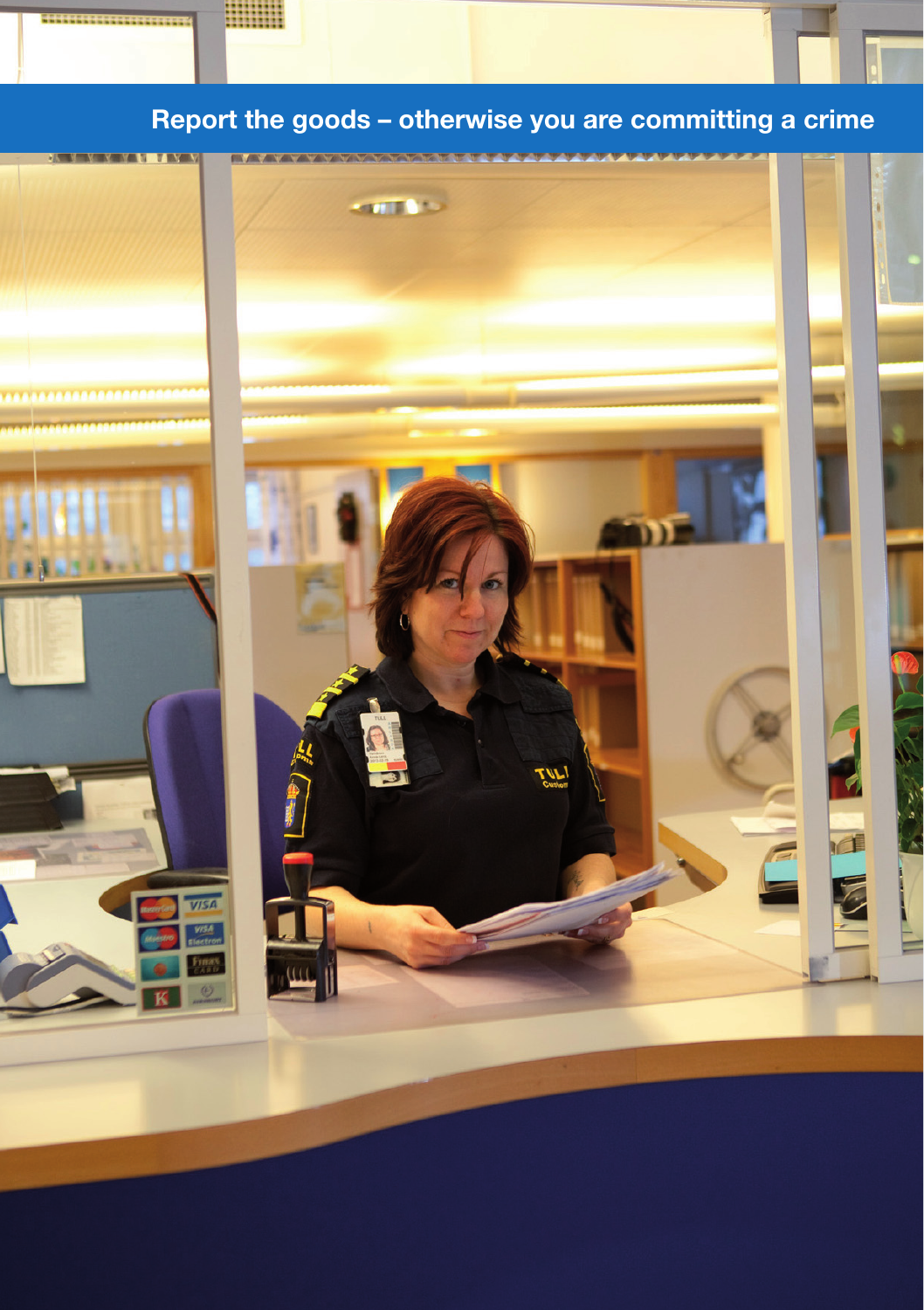## Report the goods – otherwise you are committing a crime